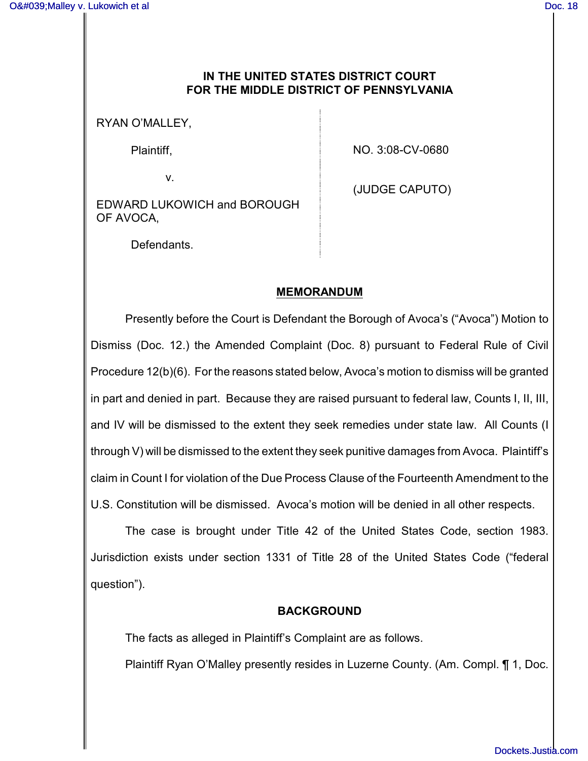# IN THE UNITED STATES DISTRICT COURT
# FOR THE MIDDLE DISTRICT OF PENNSYLVANIA

| | |
|---|---|
| RYAN O'MALLEY, | |
| Plaintiff, | NO. 3:08-CV-0680 |
| v. | |
| EDWARD LUKOWICH and BOROUGH OF AVOCA, | (JUDGE CAPUTO) |
| Defendants. | |

## MEMORANDUM

Presently before the Court is Defendant the Borough of Avoca's ("Avoca") Motion to Dismiss (Doc. 12.) the Amended Complaint (Doc. 8) pursuant to Federal Rule of Civil Procedure 12(b)(6). For the reasons stated below, Avoca's motion to dismiss will be granted in part and denied in part. Because they are raised pursuant to federal law, Counts I, II, III, and IV will be dismissed to the extent they seek remedies under state law. All Counts (I through V) will be dismissed to the extent they seek punitive damages from Avoca. Plaintiff's claim in Count I for violation of the Due Process Clause of the Fourteenth Amendment to the U.S. Constitution will be dismissed. Avoca's motion will be denied in all other respects.

The case is brought under Title 42 of the United States Code, section 1983. Jurisdiction exists under section 1331 of Title 28 of the United States Code ("federal question").

## BACKGROUND

The facts as alleged in Plaintiff's Complaint are as follows.

Plaintiff Ryan O'Malley presently resides in Luzerne County. (Am. Compl. ¶ 1, Doc.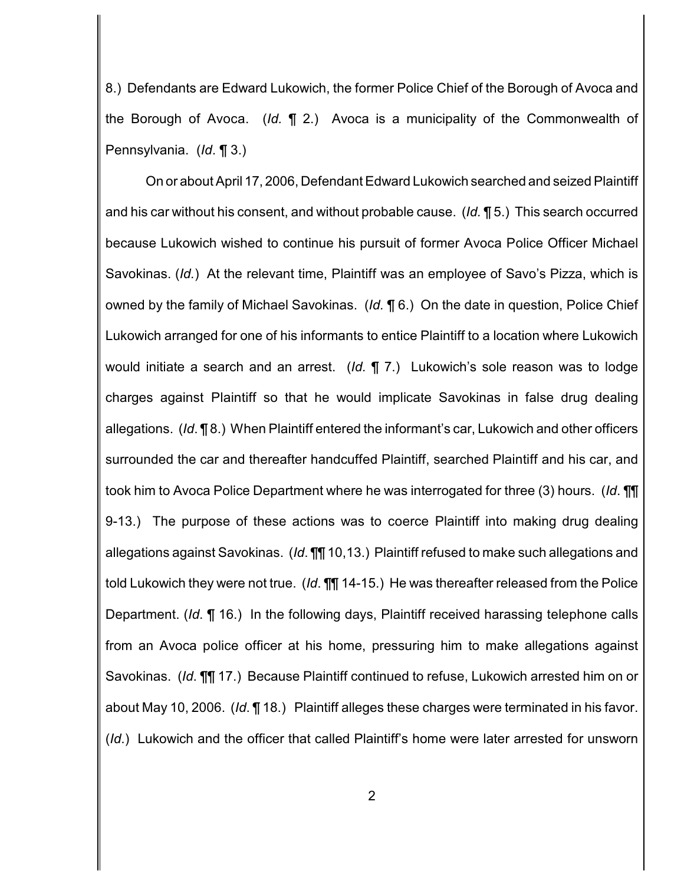8.) Defendants are Edward Lukowich, the former Police Chief of the Borough of Avoca and the Borough of Avoca. (*Id.* ¶ 2.) Avoca is a municipality of the Commonwealth of Pennsylvania. (*Id*. ¶ 3.)

On or about April 17, 2006, Defendant Edward Lukowich searched and seized Plaintiff and his car without his consent, and without probable cause. (*Id.* ¶ 5.) This search occurred because Lukowich wished to continue his pursuit of former Avoca Police Officer Michael Savokinas. (*Id.*) At the relevant time, Plaintiff was an employee of Savo's Pizza, which is owned by the family of Michael Savokinas. (*Id.* ¶ 6.) On the date in question, Police Chief Lukowich arranged for one of his informants to entice Plaintiff to a location where Lukowich would initiate a search and an arrest. (*Id.* ¶ 7.) Lukowich's sole reason was to lodge charges against Plaintiff so that he would implicate Savokinas in false drug dealing allegations. (*Id*. ¶ 8.) When Plaintiff entered the informant's car, Lukowich and other officers surrounded the car and thereafter handcuffed Plaintiff, searched Plaintiff and his car, and took him to Avoca Police Department where he was interrogated for three (3) hours. (*Id*. ¶¶ 9-13.) The purpose of these actions was to coerce Plaintiff into making drug dealing allegations against Savokinas. (*Id*. ¶¶ 10,13.) Plaintiff refused to make such allegations and told Lukowich they were not true. (*Id*. ¶¶ 14-15.) He was thereafter released from the Police Department. (*Id*. ¶ 16.) In the following days, Plaintiff received harassing telephone calls from an Avoca police officer at his home, pressuring him to make allegations against Savokinas. (*Id*. ¶¶ 17.) Because Plaintiff continued to refuse, Lukowich arrested him on or about May 10, 2006. (*Id*. ¶ 18.) Plaintiff alleges these charges were terminated in his favor. (*Id*.) Lukowich and the officer that called Plaintiff's home were later arrested for unsworn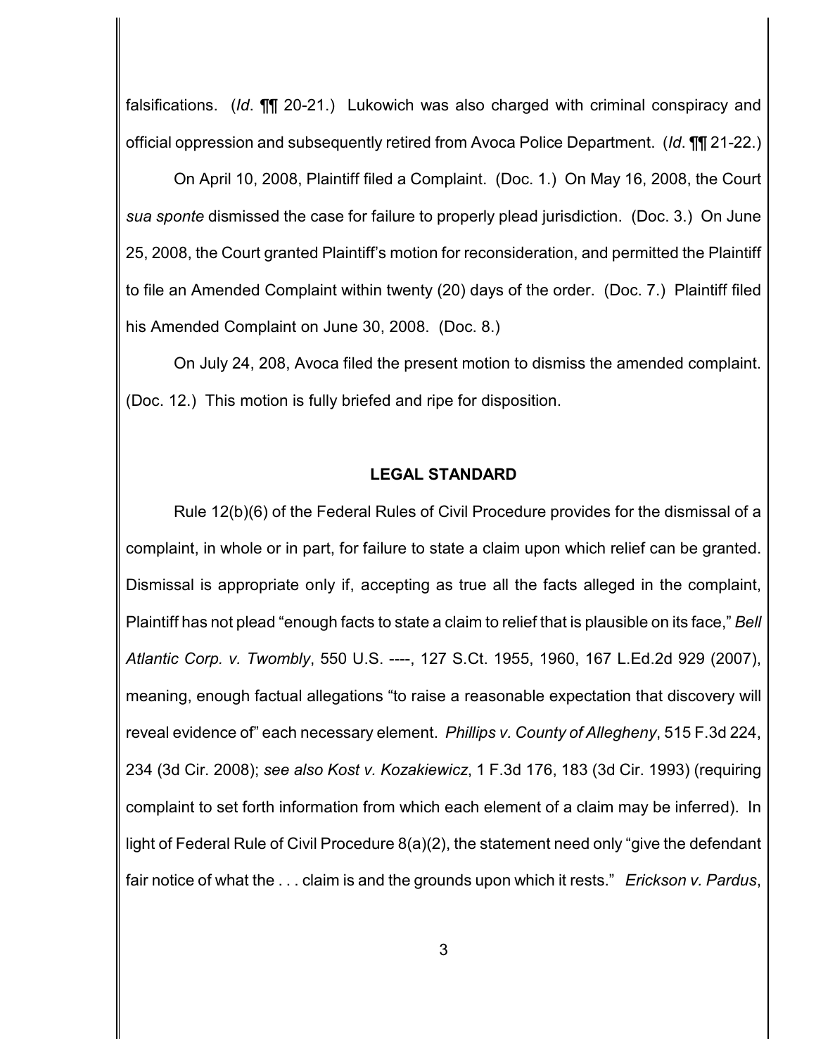falsifications. (*Id*. ¶¶ 20-21.) Lukowich was also charged with criminal conspiracy and official oppression and subsequently retired from Avoca Police Department. (*Id*. ¶¶ 21-22.)

On April 10, 2008, Plaintiff filed a Complaint. (Doc. 1.) On May 16, 2008, the Court *sua sponte* dismissed the case for failure to properly plead jurisdiction. (Doc. 3.) On June 25, 2008, the Court granted Plaintiff's motion for reconsideration, and permitted the Plaintiff to file an Amended Complaint within twenty (20) days of the order. (Doc. 7.) Plaintiff filed his Amended Complaint on June 30, 2008. (Doc. 8.)

On July 24, 208, Avoca filed the present motion to dismiss the amended complaint. (Doc. 12.) This motion is fully briefed and ripe for disposition.

## LEGAL STANDARD

Rule 12(b)(6) of the Federal Rules of Civil Procedure provides for the dismissal of a complaint, in whole or in part, for failure to state a claim upon which relief can be granted. Dismissal is appropriate only if, accepting as true all the facts alleged in the complaint, Plaintiff has not plead "enough facts to state a claim to relief that is plausible on its face," *Bell Atlantic Corp. v. Twombly*, 550 U.S. ----, 127 S.Ct. 1955, 1960, 167 L.Ed.2d 929 (2007), meaning, enough factual allegations "to raise a reasonable expectation that discovery will reveal evidence of" each necessary element. *Phillips v. County of Allegheny*, 515 F.3d 224, 234 (3d Cir. 2008); *see also Kost v. Kozakiewicz*, 1 F.3d 176, 183 (3d Cir. 1993) (requiring complaint to set forth information from which each element of a claim may be inferred). In light of Federal Rule of Civil Procedure 8(a)(2), the statement need only "give the defendant fair notice of what the . . . claim is and the grounds upon which it rests." *Erickson v. Pardus*,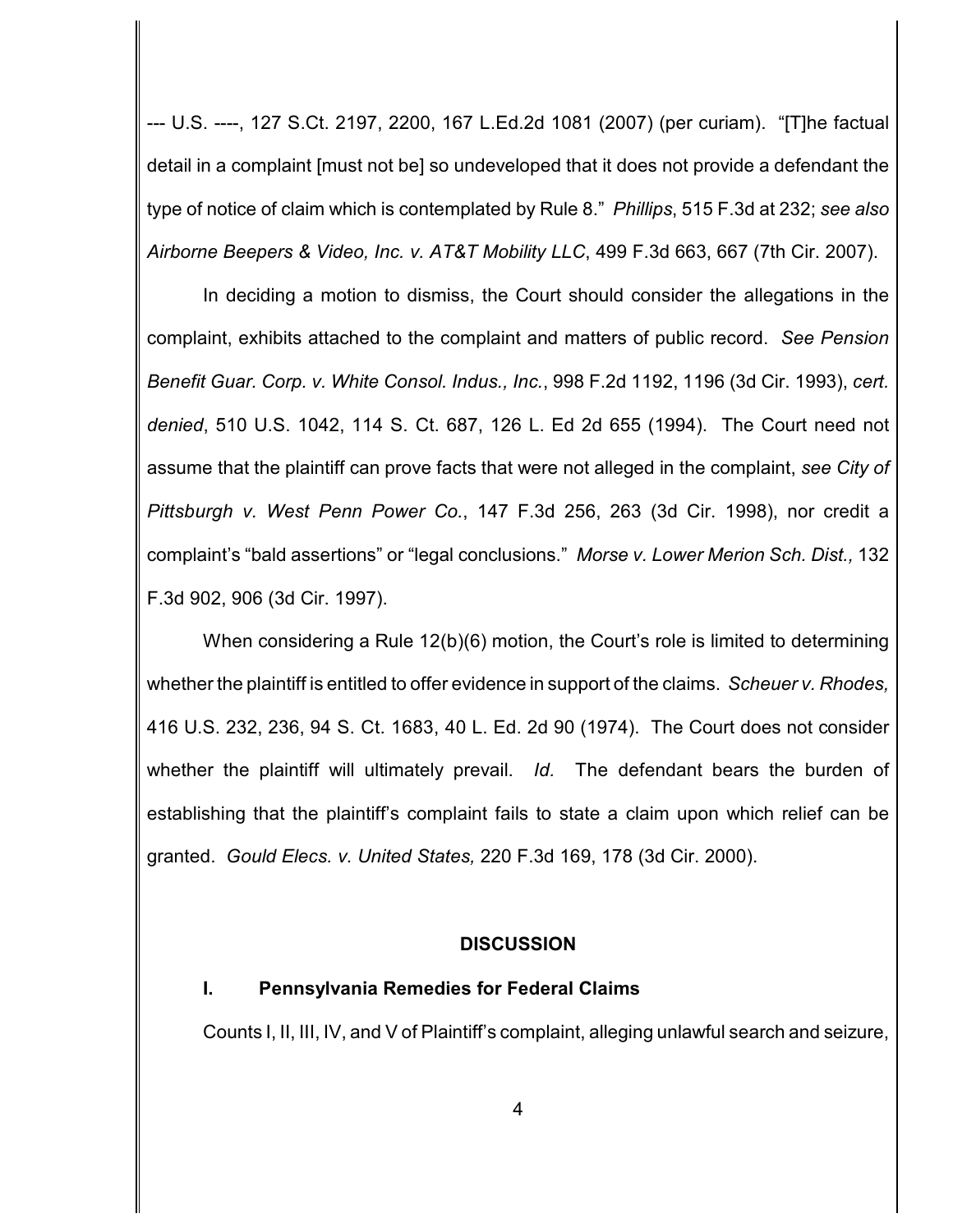--- U.S. ----, 127 S.Ct. 2197, 2200, 167 L.Ed.2d 1081 (2007) (per curiam). "[T]he factual detail in a complaint [must not be] so undeveloped that it does not provide a defendant the type of notice of claim which is contemplated by Rule 8." *Phillips*, 515 F.3d at 232; *see also Airborne Beepers & Video, Inc. v. AT&T Mobility LLC*, 499 F.3d 663, 667 (7th Cir. 2007).

In deciding a motion to dismiss, the Court should consider the allegations in the complaint, exhibits attached to the complaint and matters of public record. *See Pension Benefit Guar. Corp. v. White Consol. Indus., Inc.*, 998 F.2d 1192, 1196 (3d Cir. 1993), *cert. denied*, 510 U.S. 1042, 114 S. Ct. 687, 126 L. Ed 2d 655 (1994). The Court need not assume that the plaintiff can prove facts that were not alleged in the complaint, *see City of Pittsburgh v. West Penn Power Co.*, 147 F.3d 256, 263 (3d Cir. 1998), nor credit a complaint's "bald assertions" or "legal conclusions." *Morse v. Lower Merion Sch. Dist.,* 132 F.3d 902, 906 (3d Cir. 1997).

When considering a Rule 12(b)(6) motion, the Court's role is limited to determining whether the plaintiff is entitled to offer evidence in support of the claims. *Scheuer v. Rhodes,* 416 U.S. 232, 236, 94 S. Ct. 1683, 40 L. Ed. 2d 90 (1974). The Court does not consider whether the plaintiff will ultimately prevail. *Id.* The defendant bears the burden of establishing that the plaintiff's complaint fails to state a claim upon which relief can be granted. *Gould Elecs. v. United States,* 220 F.3d 169, 178 (3d Cir. 2000).

## DISCUSSION

### I. Pennsylvania Remedies for Federal Claims

Counts I, II, III, IV, and V of Plaintiff's complaint, alleging unlawful search and seizure,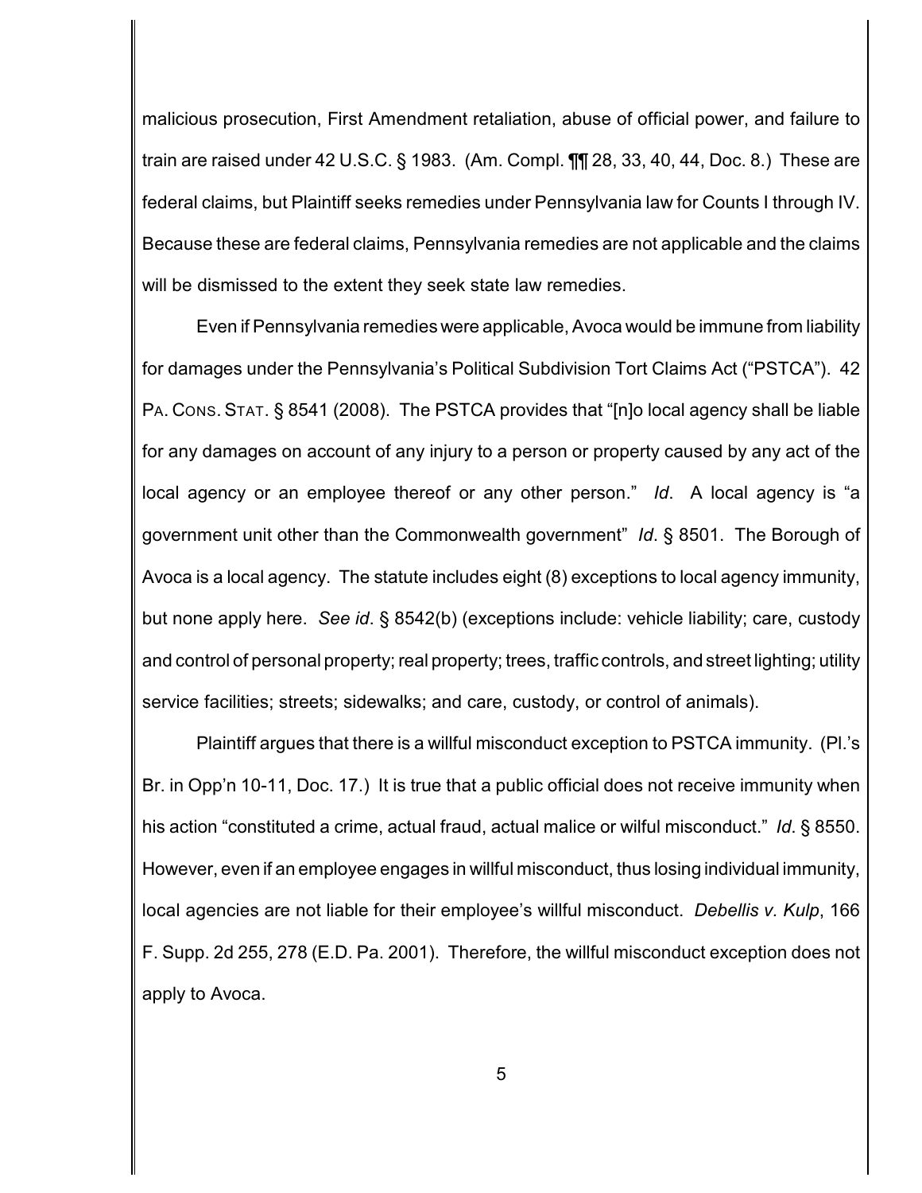malicious prosecution, First Amendment retaliation, abuse of official power, and failure to train are raised under 42 U.S.C. § 1983. (Am. Compl. ¶¶ 28, 33, 40, 44, Doc. 8.) These are federal claims, but Plaintiff seeks remedies under Pennsylvania law for Counts I through IV. Because these are federal claims, Pennsylvania remedies are not applicable and the claims will be dismissed to the extent they seek state law remedies.

Even if Pennsylvania remedies were applicable, Avoca would be immune from liability for damages under the Pennsylvania's Political Subdivision Tort Claims Act ("PSTCA"). 42 PA. CONS. STAT. § 8541 (2008). The PSTCA provides that "[n]o local agency shall be liable for any damages on account of any injury to a person or property caused by any act of the local agency or an employee thereof or any other person." *Id*. A local agency is "a government unit other than the Commonwealth government" *Id*. § 8501. The Borough of Avoca is a local agency. The statute includes eight (8) exceptions to local agency immunity, but none apply here. *See id*. § 8542(b) (exceptions include: vehicle liability; care, custody and control of personal property; real property; trees, traffic controls, and street lighting; utility service facilities; streets; sidewalks; and care, custody, or control of animals).

Plaintiff argues that there is a willful misconduct exception to PSTCA immunity. (Pl.'s Br. in Opp'n 10-11, Doc. 17.) It is true that a public official does not receive immunity when his action "constituted a crime, actual fraud, actual malice or wilful misconduct." *Id*. § 8550. However, even if an employee engages in willful misconduct, thus losing individual immunity, local agencies are not liable for their employee's willful misconduct. *Debellis v. Kulp*, 166 F. Supp. 2d 255, 278 (E.D. Pa. 2001). Therefore, the willful misconduct exception does not apply to Avoca.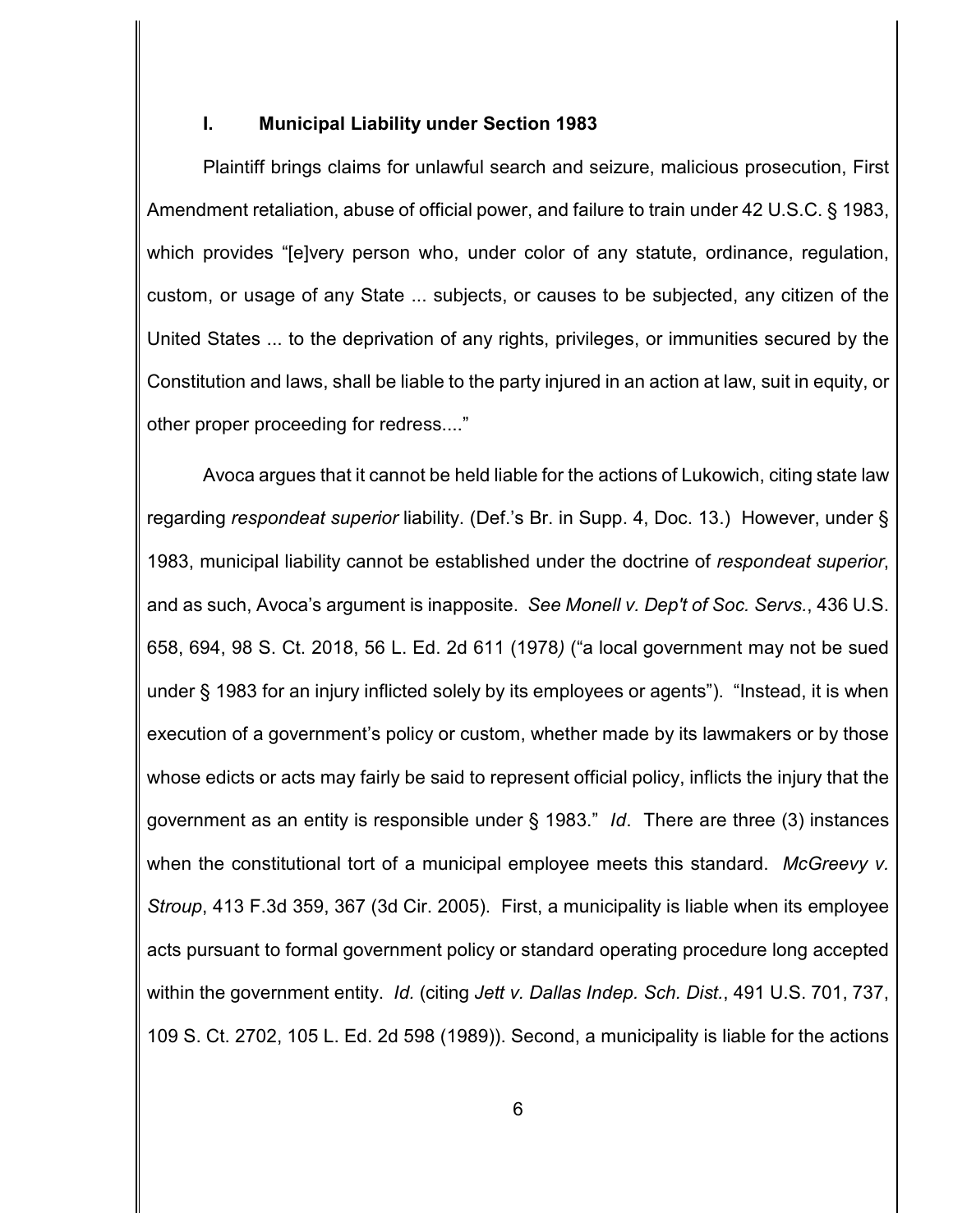## I. Municipal Liability under Section 1983

Plaintiff brings claims for unlawful search and seizure, malicious prosecution, First Amendment retaliation, abuse of official power, and failure to train under 42 U.S.C. § 1983, which provides "[e]very person who, under color of any statute, ordinance, regulation, custom, or usage of any State ... subjects, or causes to be subjected, any citizen of the United States ... to the deprivation of any rights, privileges, or immunities secured by the Constitution and laws, shall be liable to the party injured in an action at law, suit in equity, or other proper proceeding for redress...."

Avoca argues that it cannot be held liable for the actions of Lukowich, citing state law regarding *respondeat superior* liability. (Def.'s Br. in Supp. 4, Doc. 13.) However, under § 1983, municipal liability cannot be established under the doctrine of *respondeat superior*, and as such, Avoca's argument is inapposite. *See Monell v. Dep't of Soc. Servs.*, 436 U.S. 658, 694, 98 S. Ct. 2018, 56 L. Ed. 2d 611 (1978) ("a local government may not be sued under § 1983 for an injury inflicted solely by its employees or agents"). "Instead, it is when execution of a government's policy or custom, whether made by its lawmakers or by those whose edicts or acts may fairly be said to represent official policy, inflicts the injury that the government as an entity is responsible under § 1983." *Id*. There are three (3) instances when the constitutional tort of a municipal employee meets this standard. *McGreevy v. Stroup*, 413 F.3d 359, 367 (3d Cir. 2005). First, a municipality is liable when its employee acts pursuant to formal government policy or standard operating procedure long accepted within the government entity. *Id.* (citing *Jett v. Dallas Indep. Sch. Dist.*, 491 U.S. 701, 737, 109 S. Ct. 2702, 105 L. Ed. 2d 598 (1989)). Second, a municipality is liable for the actions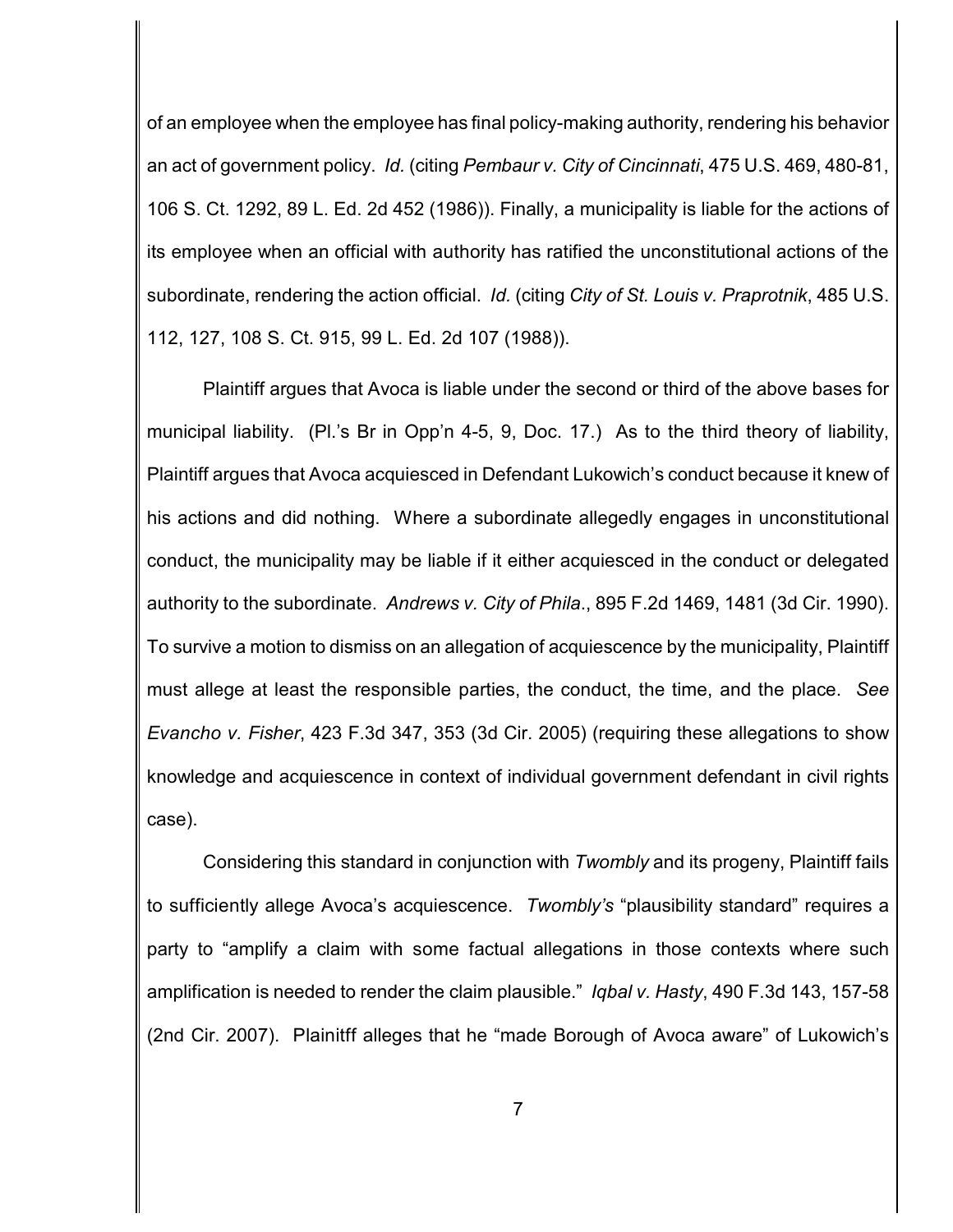of an employee when the employee has final policy-making authority, rendering his behavior an act of government policy. *Id.* (citing *Pembaur v. City of Cincinnati*, 475 U.S. 469, 480-81, 106 S. Ct. 1292, 89 L. Ed. 2d 452 (1986)). Finally, a municipality is liable for the actions of its employee when an official with authority has ratified the unconstitutional actions of the subordinate, rendering the action official. *Id.* (citing *City of St. Louis v. Praprotnik*, 485 U.S. 112, 127, 108 S. Ct. 915, 99 L. Ed. 2d 107 (1988)).

Plaintiff argues that Avoca is liable under the second or third of the above bases for municipal liability. (Pl.'s Br in Opp'n 4-5, 9, Doc. 17.) As to the third theory of liability, Plaintiff argues that Avoca acquiesced in Defendant Lukowich's conduct because it knew of his actions and did nothing. Where a subordinate allegedly engages in unconstitutional conduct, the municipality may be liable if it either acquiesced in the conduct or delegated authority to the subordinate. *Andrews v. City of Phila*., 895 F.2d 1469, 1481 (3d Cir. 1990). To survive a motion to dismiss on an allegation of acquiescence by the municipality, Plaintiff must allege at least the responsible parties, the conduct, the time, and the place. *See Evancho v. Fisher*, 423 F.3d 347, 353 (3d Cir. 2005) (requiring these allegations to show knowledge and acquiescence in context of individual government defendant in civil rights case).

Considering this standard in conjunction with *Twombly* and its progeny, Plaintiff fails to sufficiently allege Avoca's acquiescence. *Twombly's* "plausibility standard" requires a party to "amplify a claim with some factual allegations in those contexts where such amplification is needed to render the claim plausible." *Iqbal v. Hasty*, 490 F.3d 143, 157-58 (2nd Cir. 2007). Plainitff alleges that he "made Borough of Avoca aware" of Lukowich's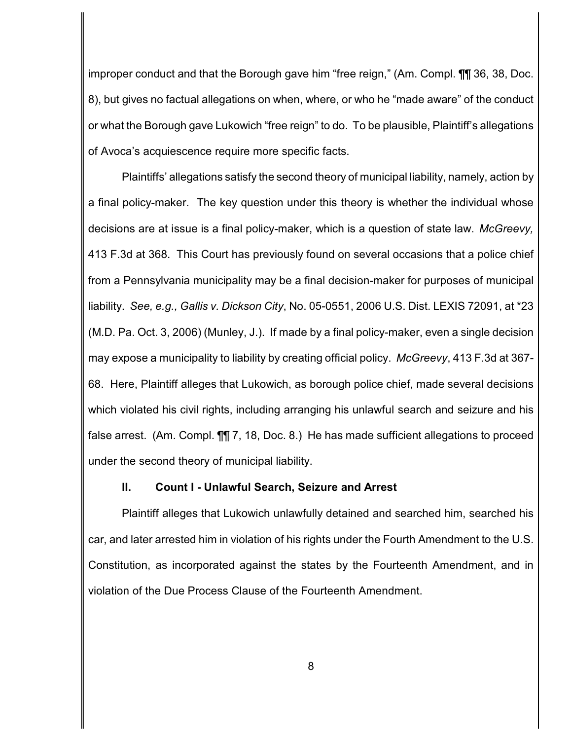improper conduct and that the Borough gave him "free reign," (Am. Compl. ¶¶ 36, 38, Doc. 8), but gives no factual allegations on when, where, or who he "made aware" of the conduct or what the Borough gave Lukowich "free reign" to do. To be plausible, Plaintiff's allegations of Avoca's acquiescence require more specific facts.

Plaintiffs' allegations satisfy the second theory of municipal liability, namely, action by a final policy-maker. The key question under this theory is whether the individual whose decisions are at issue is a final policy-maker, which is a question of state law. *McGreevy,* 413 F.3d at 368. This Court has previously found on several occasions that a police chief from a Pennsylvania municipality may be a final decision-maker for purposes of municipal liability. *See, e.g., Gallis v. Dickson City*, No. 05-0551, 2006 U.S. Dist. LEXIS 72091, at *23 (M.D. Pa. Oct. 3, 2006) (Munley, J.). If made by a final policy-maker, even a single decision may expose a municipality to liability by creating official policy. *McGreevy*, 413 F.3d at 367-68. Here, Plaintiff alleges that Lukowich, as borough police chief, made several decisions which violated his civil rights, including arranging his unlawful search and seizure and his false arrest. (Am. Compl. ¶¶ 7, 18, Doc. 8.) He has made sufficient allegations to proceed under the second theory of municipal liability.

### II. Count I - Unlawful Search, Seizure and Arrest

Plaintiff alleges that Lukowich unlawfully detained and searched him, searched his car, and later arrested him in violation of his rights under the Fourth Amendment to the U.S. Constitution, as incorporated against the states by the Fourteenth Amendment, and in violation of the Due Process Clause of the Fourteenth Amendment.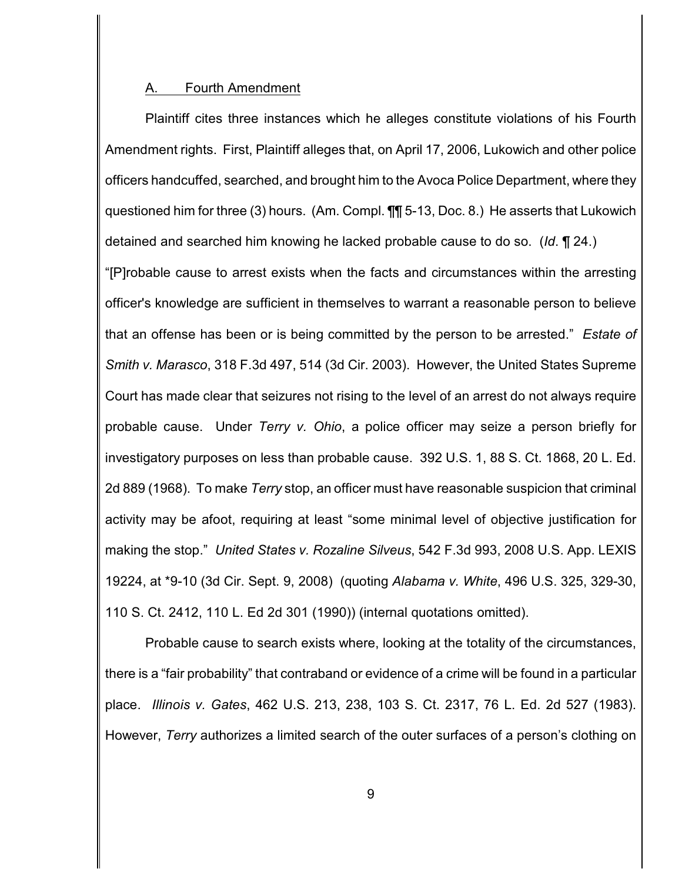A. Fourth Amendment

Plaintiff cites three instances which he alleges constitute violations of his Fourth Amendment rights. First, Plaintiff alleges that, on April 17, 2006, Lukowich and other police officers handcuffed, searched, and brought him to the Avoca Police Department, where they questioned him for three (3) hours. (Am. Compl. ¶¶ 5-13, Doc. 8.) He asserts that Lukowich detained and searched him knowing he lacked probable cause to do so. (*Id*. ¶ 24.) "[P]robable cause to arrest exists when the facts and circumstances within the arresting officer's knowledge are sufficient in themselves to warrant a reasonable person to believe that an offense has been or is being committed by the person to be arrested." *Estate of Smith v. Marasco*, 318 F.3d 497, 514 (3d Cir. 2003). However, the United States Supreme Court has made clear that seizures not rising to the level of an arrest do not always require probable cause. Under *Terry v. Ohio*, a police officer may seize a person briefly for investigatory purposes on less than probable cause. 392 U.S. 1, 88 S. Ct. 1868, 20 L. Ed. 2d 889 (1968). To make *Terry* stop, an officer must have reasonable suspicion that criminal activity may be afoot, requiring at least "some minimal level of objective justification for making the stop." *United States v. Rozaline Silveus*, 542 F.3d 993, 2008 U.S. App. LEXIS 19224, at *9-10 (3d Cir. Sept. 9, 2008) (quoting *Alabama v. White*, 496 U.S. 325, 329-30, 110 S. Ct. 2412, 110 L. Ed 2d 301 (1990)) (internal quotations omitted).

Probable cause to search exists where, looking at the totality of the circumstances, there is a "fair probability" that contraband or evidence of a crime will be found in a particular place. *Illinois v. Gates*, 462 U.S. 213, 238, 103 S. Ct. 2317, 76 L. Ed. 2d 527 (1983). However, *Terry* authorizes a limited search of the outer surfaces of a person's clothing on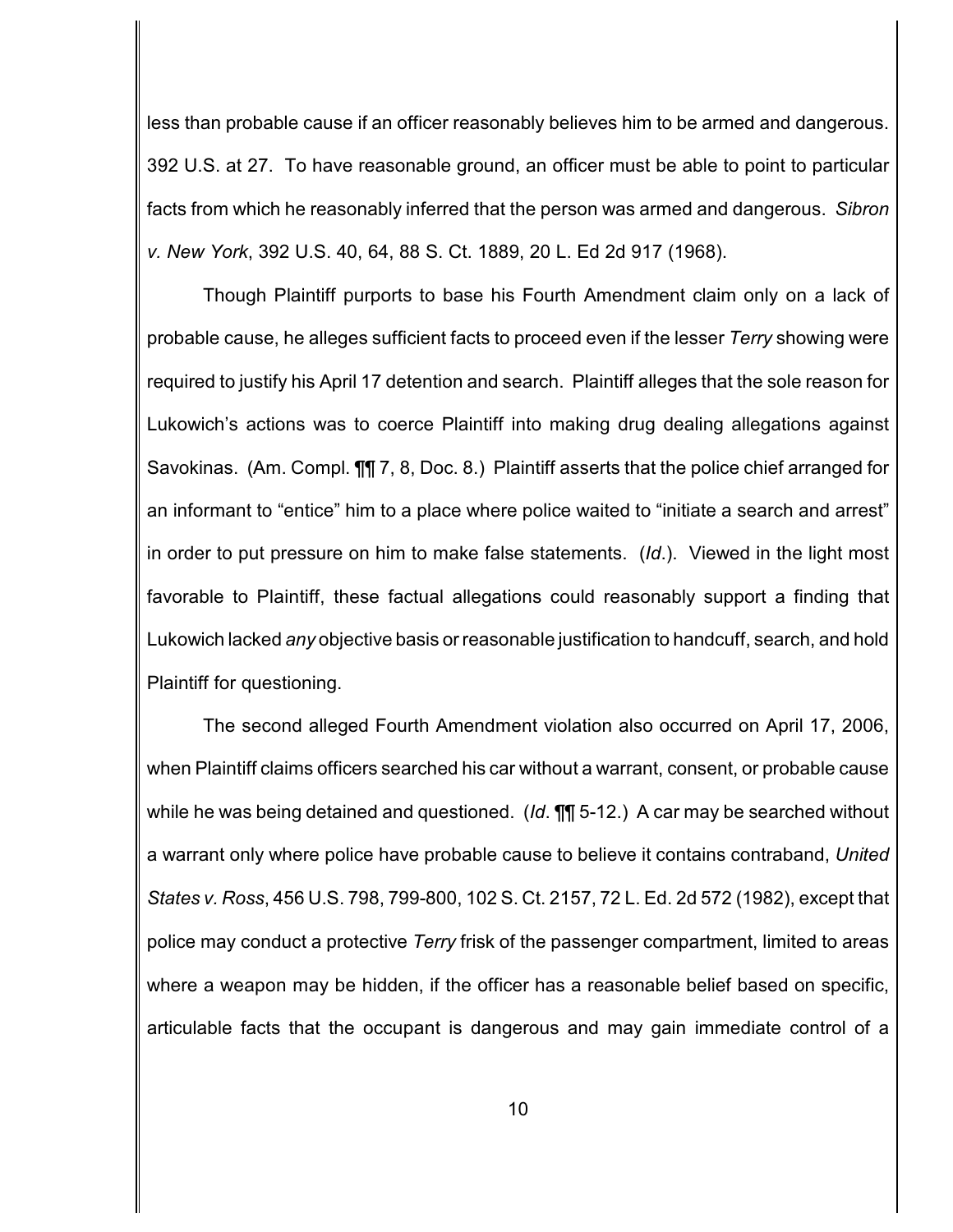less than probable cause if an officer reasonably believes him to be armed and dangerous. 392 U.S. at 27. To have reasonable ground, an officer must be able to point to particular facts from which he reasonably inferred that the person was armed and dangerous. *Sibron v. New York*, 392 U.S. 40, 64, 88 S. Ct. 1889, 20 L. Ed 2d 917 (1968).

Though Plaintiff purports to base his Fourth Amendment claim only on a lack of probable cause, he alleges sufficient facts to proceed even if the lesser *Terry* showing were required to justify his April 17 detention and search. Plaintiff alleges that the sole reason for Lukowich's actions was to coerce Plaintiff into making drug dealing allegations against Savokinas. (Am. Compl. ¶¶ 7, 8, Doc. 8.) Plaintiff asserts that the police chief arranged for an informant to "entice" him to a place where police waited to "initiate a search and arrest" in order to put pressure on him to make false statements. (*Id*.). Viewed in the light most favorable to Plaintiff, these factual allegations could reasonably support a finding that Lukowich lacked *any* objective basis or reasonable justification to handcuff, search, and hold Plaintiff for questioning.

The second alleged Fourth Amendment violation also occurred on April 17, 2006, when Plaintiff claims officers searched his car without a warrant, consent, or probable cause while he was being detained and questioned. (*Id*. ¶¶ 5-12.) A car may be searched without a warrant only where police have probable cause to believe it contains contraband, *United States v. Ross*, 456 U.S. 798, 799-800, 102 S. Ct. 2157, 72 L. Ed. 2d 572 (1982), except that police may conduct a protective *Terry* frisk of the passenger compartment, limited to areas where a weapon may be hidden, if the officer has a reasonable belief based on specific, articulable facts that the occupant is dangerous and may gain immediate control of a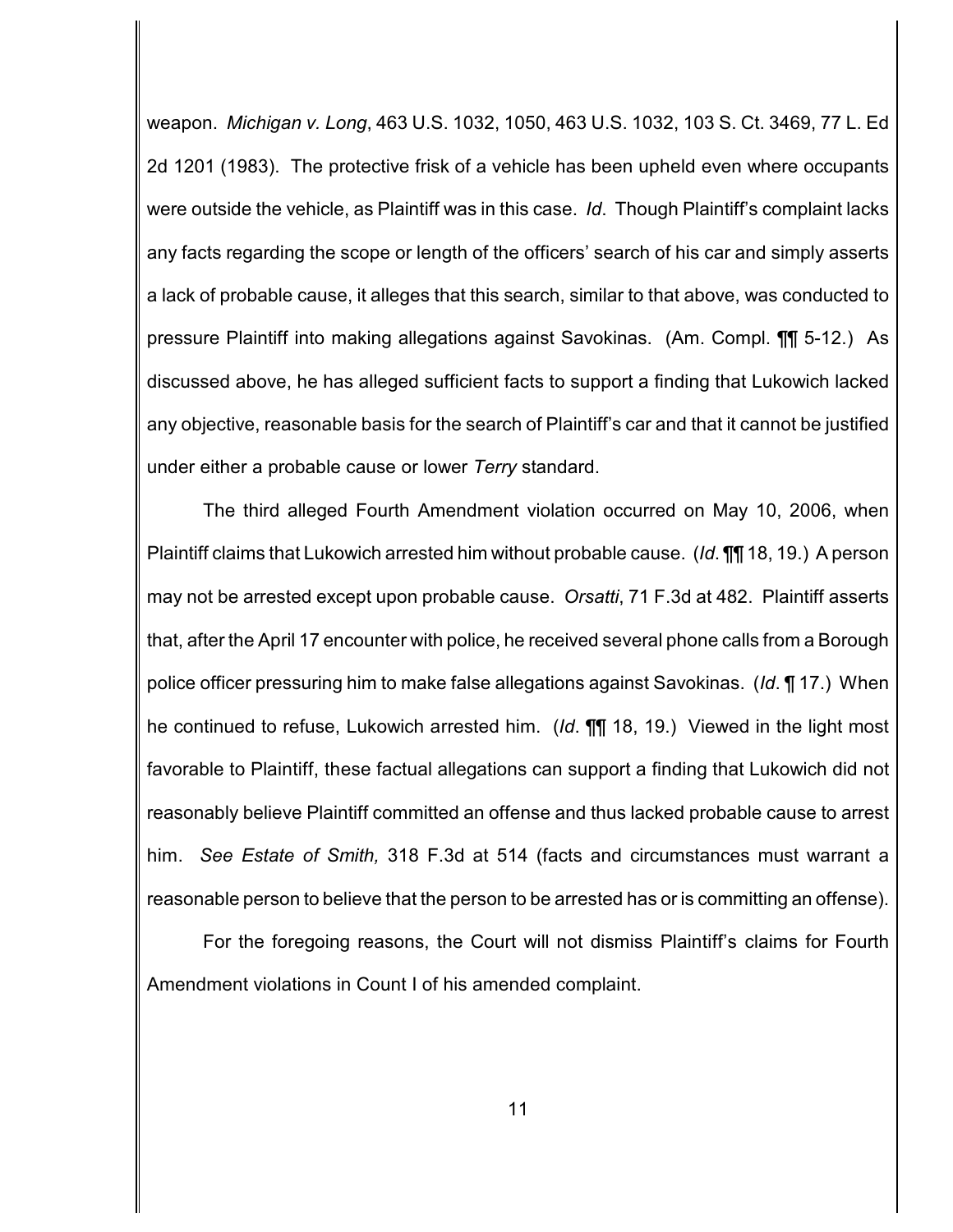weapon. *Michigan v. Long*, 463 U.S. 1032, 1050, 463 U.S. 1032, 103 S. Ct. 3469, 77 L. Ed 2d 1201 (1983). The protective frisk of a vehicle has been upheld even where occupants were outside the vehicle, as Plaintiff was in this case. *Id*. Though Plaintiff's complaint lacks any facts regarding the scope or length of the officers' search of his car and simply asserts a lack of probable cause, it alleges that this search, similar to that above, was conducted to pressure Plaintiff into making allegations against Savokinas. (Am. Compl. ¶¶ 5-12.) As discussed above, he has alleged sufficient facts to support a finding that Lukowich lacked any objective, reasonable basis for the search of Plaintiff's car and that it cannot be justified under either a probable cause or lower *Terry* standard.

The third alleged Fourth Amendment violation occurred on May 10, 2006, when Plaintiff claims that Lukowich arrested him without probable cause. (*Id*. ¶¶ 18, 19.) A person may not be arrested except upon probable cause. *Orsatti*, 71 F.3d at 482. Plaintiff asserts that, after the April 17 encounter with police, he received several phone calls from a Borough police officer pressuring him to make false allegations against Savokinas. (*Id*. ¶ 17.) When he continued to refuse, Lukowich arrested him. (*Id*. ¶¶ 18, 19.) Viewed in the light most favorable to Plaintiff, these factual allegations can support a finding that Lukowich did not reasonably believe Plaintiff committed an offense and thus lacked probable cause to arrest him. *See Estate of Smith,* 318 F.3d at 514 (facts and circumstances must warrant a reasonable person to believe that the person to be arrested has or is committing an offense).

For the foregoing reasons, the Court will not dismiss Plaintiff's claims for Fourth Amendment violations in Count I of his amended complaint.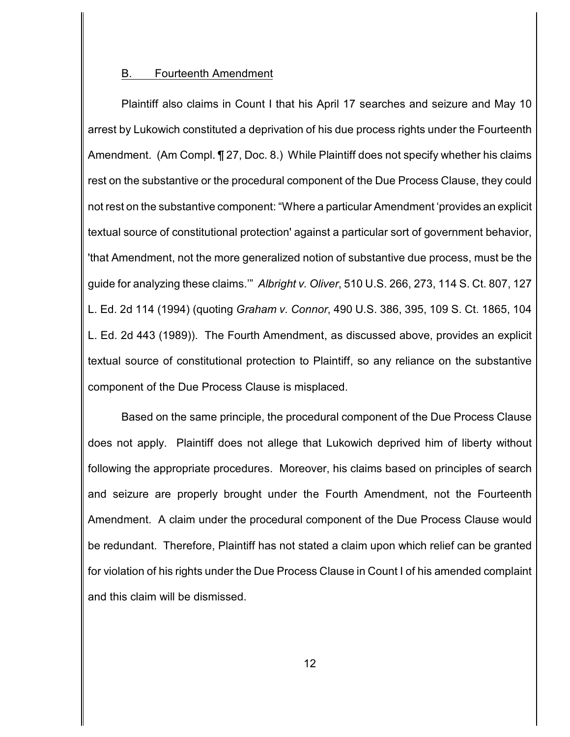## B. Fourteenth Amendment

Plaintiff also claims in Count I that his April 17 searches and seizure and May 10 arrest by Lukowich constituted a deprivation of his due process rights under the Fourteenth Amendment. (Am Compl. ¶ 27, Doc. 8.) While Plaintiff does not specify whether his claims rest on the substantive or the procedural component of the Due Process Clause, they could not rest on the substantive component: "Where a particular Amendment 'provides an explicit textual source of constitutional protection' against a particular sort of government behavior, 'that Amendment, not the more generalized notion of substantive due process, must be the guide for analyzing these claims.'" *Albright v. Oliver*, 510 U.S. 266, 273, 114 S. Ct. 807, 127 L. Ed. 2d 114 (1994) (quoting *Graham v. Connor*, 490 U.S. 386, 395, 109 S. Ct. 1865, 104 L. Ed. 2d 443 (1989)). The Fourth Amendment, as discussed above, provides an explicit textual source of constitutional protection to Plaintiff, so any reliance on the substantive component of the Due Process Clause is misplaced.

Based on the same principle, the procedural component of the Due Process Clause does not apply. Plaintiff does not allege that Lukowich deprived him of liberty without following the appropriate procedures. Moreover, his claims based on principles of search and seizure are properly brought under the Fourth Amendment, not the Fourteenth Amendment. A claim under the procedural component of the Due Process Clause would be redundant. Therefore, Plaintiff has not stated a claim upon which relief can be granted for violation of his rights under the Due Process Clause in Count I of his amended complaint and this claim will be dismissed.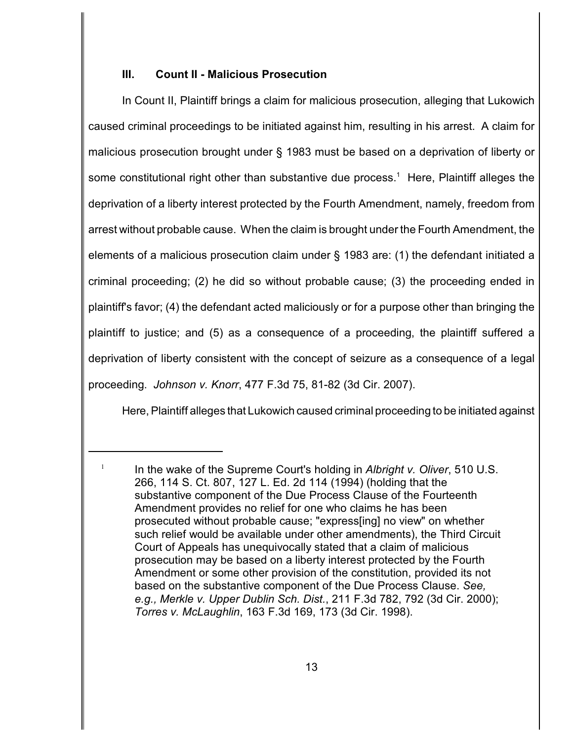### III. Count II - Malicious Prosecution

In Count II, Plaintiff brings a claim for malicious prosecution, alleging that Lukowich caused criminal proceedings to be initiated against him, resulting in his arrest. A claim for malicious prosecution brought under § 1983 must be based on a deprivation of liberty or some constitutional right other than substantive due process.[1] Here, Plaintiff alleges the deprivation of a liberty interest protected by the Fourth Amendment, namely, freedom from arrest without probable cause. When the claim is brought under the Fourth Amendment, the elements of a malicious prosecution claim under § 1983 are: (1) the defendant initiated a criminal proceeding; (2) he did so without probable cause; (3) the proceeding ended in plaintiff's favor; (4) the defendant acted maliciously or for a purpose other than bringing the plaintiff to justice; and (5) as a consequence of a proceeding, the plaintiff suffered a deprivation of liberty consistent with the concept of seizure as a consequence of a legal proceeding. *Johnson v. Knorr*, 477 F.3d 75, 81-82 (3d Cir. 2007).

Here, Plaintiff alleges that Lukowich caused criminal proceeding to be initiated against

---

[1] In the wake of the Supreme Court's holding in *Albright v. Oliver*, 510 U.S. 266, 114 S. Ct. 807, 127 L. Ed. 2d 114 (1994) (holding that the substantive component of the Due Process Clause of the Fourteenth Amendment provides no relief for one who claims he has been prosecuted without probable cause; "express[ing] no view" on whether such relief would be available under other amendments), the Third Circuit Court of Appeals has unequivocally stated that a claim of malicious prosecution may be based on a liberty interest protected by the Fourth Amendment or some other provision of the constitution, provided its not based on the substantive component of the Due Process Clause. *See, e.g., Merkle v. Upper Dublin Sch. Dist.*, 211 F.3d 782, 792 (3d Cir. 2000); *Torres v. McLaughlin*, 163 F.3d 169, 173 (3d Cir. 1998).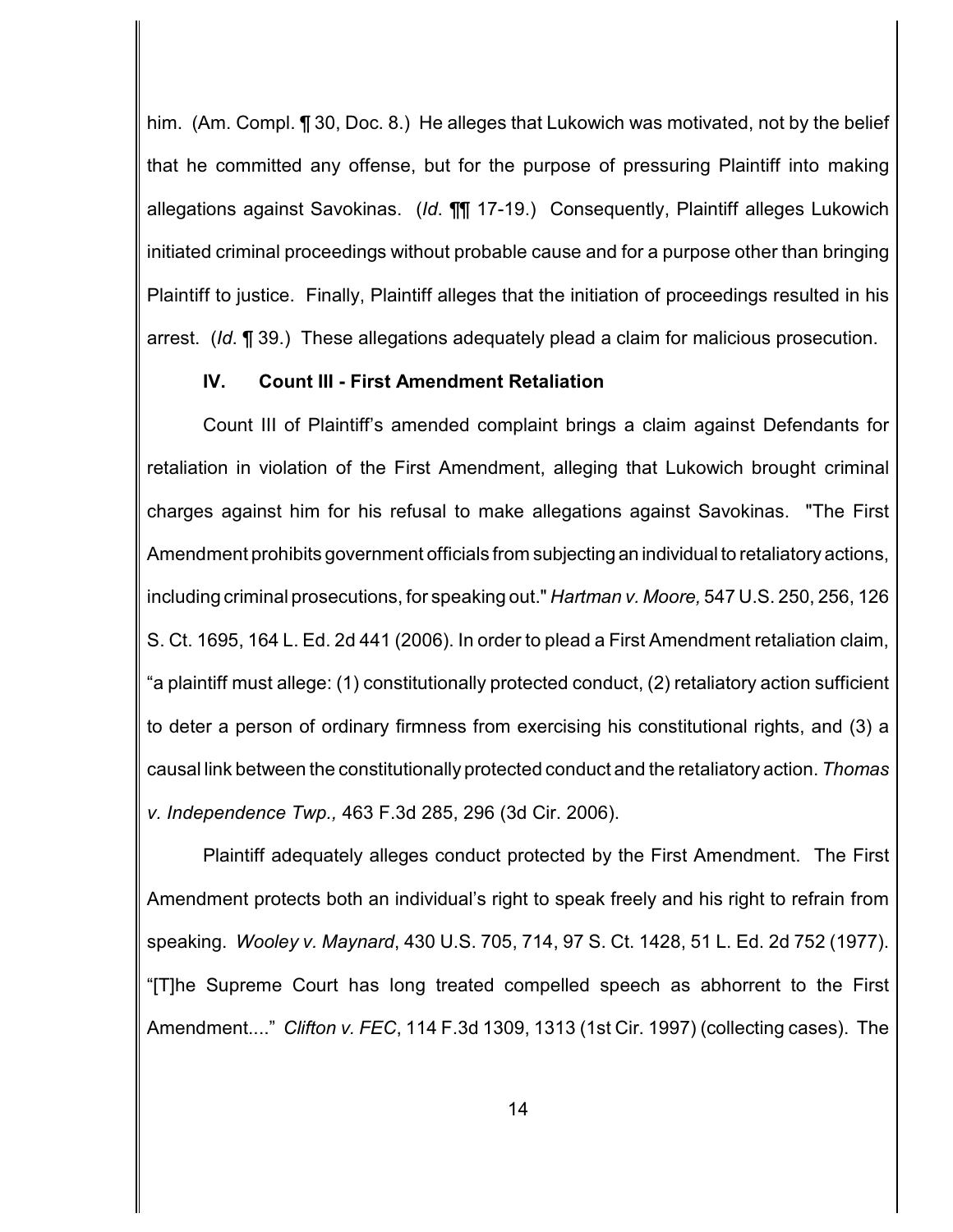him. (Am. Compl. ¶ 30, Doc. 8.) He alleges that Lukowich was motivated, not by the belief that he committed any offense, but for the purpose of pressuring Plaintiff into making allegations against Savokinas. (*Id*. ¶¶ 17-19.) Consequently, Plaintiff alleges Lukowich initiated criminal proceedings without probable cause and for a purpose other than bringing Plaintiff to justice. Finally, Plaintiff alleges that the initiation of proceedings resulted in his arrest. (*Id*. ¶ 39.) These allegations adequately plead a claim for malicious prosecution.

### IV. Count III - First Amendment Retaliation

Count III of Plaintiff's amended complaint brings a claim against Defendants for retaliation in violation of the First Amendment, alleging that Lukowich brought criminal charges against him for his refusal to make allegations against Savokinas. "The First Amendment prohibits government officials from subjecting an individual to retaliatory actions, including criminal prosecutions, for speaking out." *Hartman v. Moore,* 547 U.S. 250, 256, 126 S. Ct. 1695, 164 L. Ed. 2d 441 (2006). In order to plead a First Amendment retaliation claim, "a plaintiff must allege: (1) constitutionally protected conduct, (2) retaliatory action sufficient to deter a person of ordinary firmness from exercising his constitutional rights, and (3) a causal link between the constitutionally protected conduct and the retaliatory action. *Thomas v. Independence Twp.,* 463 F.3d 285, 296 (3d Cir. 2006).

Plaintiff adequately alleges conduct protected by the First Amendment. The First Amendment protects both an individual's right to speak freely and his right to refrain from speaking. *Wooley v. Maynard*, 430 U.S. 705, 714, 97 S. Ct. 1428, 51 L. Ed. 2d 752 (1977). "[T]he Supreme Court has long treated compelled speech as abhorrent to the First Amendment...." *Clifton v. FEC*, 114 F.3d 1309, 1313 (1st Cir. 1997) (collecting cases). The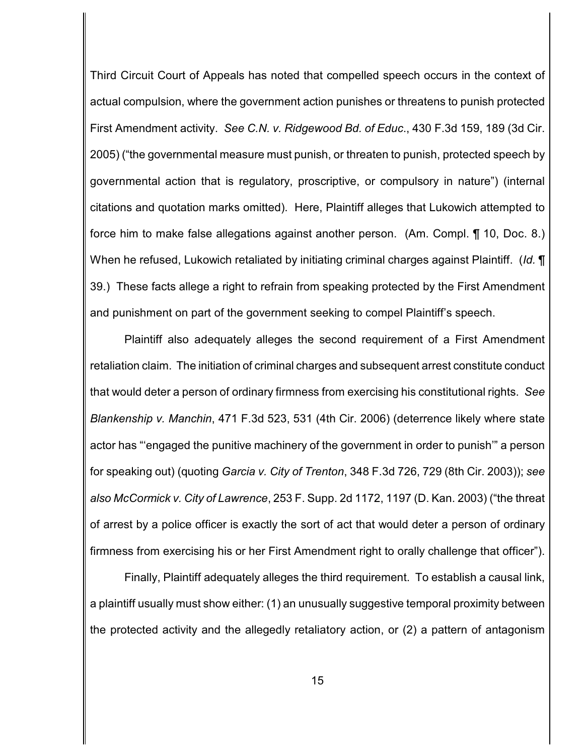Third Circuit Court of Appeals has noted that compelled speech occurs in the context of actual compulsion, where the government action punishes or threatens to punish protected First Amendment activity. *See C.N. v. Ridgewood Bd. of Educ.*, 430 F.3d 159, 189 (3d Cir. 2005) ("the governmental measure must punish, or threaten to punish, protected speech by governmental action that is regulatory, proscriptive, or compulsory in nature") (internal citations and quotation marks omitted). Here, Plaintiff alleges that Lukowich attempted to force him to make false allegations against another person. (Am. Compl. ¶ 10, Doc. 8.) When he refused, Lukowich retaliated by initiating criminal charges against Plaintiff. (*Id.* ¶ 39.) These facts allege a right to refrain from speaking protected by the First Amendment and punishment on part of the government seeking to compel Plaintiff's speech.

Plaintiff also adequately alleges the second requirement of a First Amendment retaliation claim. The initiation of criminal charges and subsequent arrest constitute conduct that would deter a person of ordinary firmness from exercising his constitutional rights. *See Blankenship v. Manchin*, 471 F.3d 523, 531 (4th Cir. 2006) (deterrence likely where state actor has "'engaged the punitive machinery of the government in order to punish'" a person for speaking out) (quoting *Garcia v. City of Trenton*, 348 F.3d 726, 729 (8th Cir. 2003)); *see also McCormick v. City of Lawrence*, 253 F. Supp. 2d 1172, 1197 (D. Kan. 2003) ("the threat of arrest by a police officer is exactly the sort of act that would deter a person of ordinary firmness from exercising his or her First Amendment right to orally challenge that officer").

Finally, Plaintiff adequately alleges the third requirement. To establish a causal link, a plaintiff usually must show either: (1) an unusually suggestive temporal proximity between the protected activity and the allegedly retaliatory action, or (2) a pattern of antagonism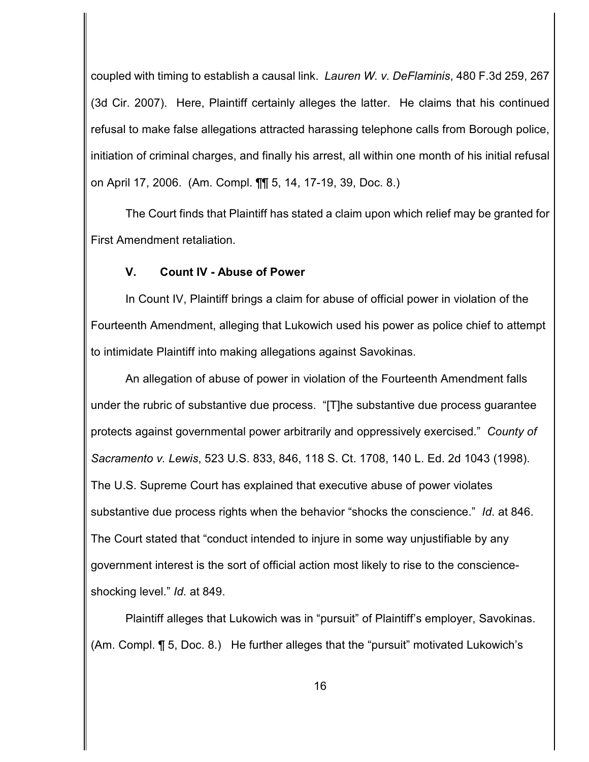coupled with timing to establish a causal link. *Lauren W. v. DeFlaminis*, 480 F.3d 259, 267 (3d Cir. 2007). Here, Plaintiff certainly alleges the latter. He claims that his continued refusal to make false allegations attracted harassing telephone calls from Borough police, initiation of criminal charges, and finally his arrest, all within one month of his initial refusal on April 17, 2006. (Am. Compl. ¶¶ 5, 14, 17-19, 39, Doc. 8.)

The Court finds that Plaintiff has stated a claim upon which relief may be granted for First Amendment retaliation.

### V. Count IV - Abuse of Power

In Count IV, Plaintiff brings a claim for abuse of official power in violation of the Fourteenth Amendment, alleging that Lukowich used his power as police chief to attempt to intimidate Plaintiff into making allegations against Savokinas.

An allegation of abuse of power in violation of the Fourteenth Amendment falls under the rubric of substantive due process. "[T]he substantive due process guarantee protects against governmental power arbitrarily and oppressively exercised." *County of Sacramento v. Lewis*, 523 U.S. 833, 846, 118 S. Ct. 1708, 140 L. Ed. 2d 1043 (1998). The U.S. Supreme Court has explained that executive abuse of power violates substantive due process rights when the behavior "shocks the conscience." *Id*. at 846. The Court stated that "conduct intended to injure in some way unjustifiable by any government interest is the sort of official action most likely to rise to the conscience-shocking level." *Id.* at 849.

Plaintiff alleges that Lukowich was in "pursuit" of Plaintiff's employer, Savokinas. (Am. Compl. ¶ 5, Doc. 8.) He further alleges that the "pursuit" motivated Lukowich's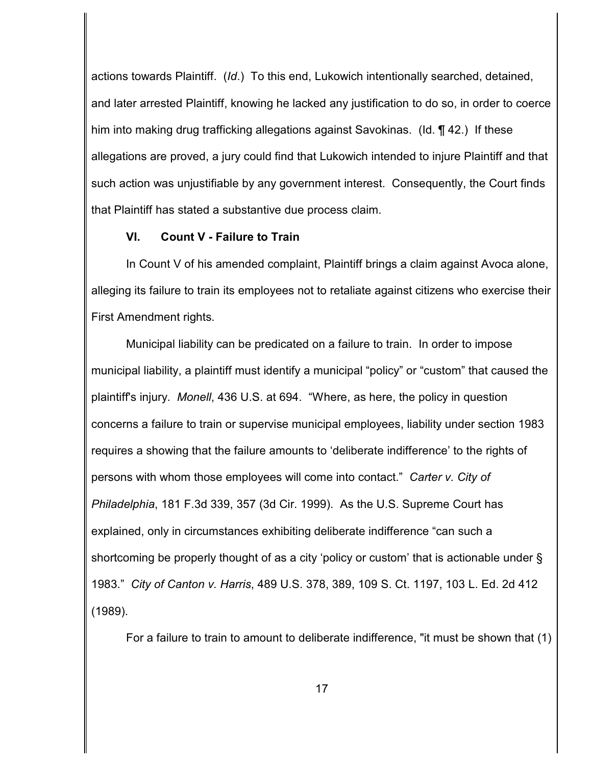actions towards Plaintiff. (*Id*.) To this end, Lukowich intentionally searched, detained, and later arrested Plaintiff, knowing he lacked any justification to do so, in order to coerce him into making drug trafficking allegations against Savokinas. (Id. ¶ 42.) If these allegations are proved, a jury could find that Lukowich intended to injure Plaintiff and that such action was unjustifiable by any government interest. Consequently, the Court finds that Plaintiff has stated a substantive due process claim.

## VI. Count V - Failure to Train

In Count V of his amended complaint, Plaintiff brings a claim against Avoca alone, alleging its failure to train its employees not to retaliate against citizens who exercise their First Amendment rights.

Municipal liability can be predicated on a failure to train. In order to impose municipal liability, a plaintiff must identify a municipal "policy" or "custom" that caused the plaintiff's injury. *Monell*, 436 U.S. at 694. "Where, as here, the policy in question concerns a failure to train or supervise municipal employees, liability under section 1983 requires a showing that the failure amounts to 'deliberate indifference' to the rights of persons with whom those employees will come into contact." *Carter v. City of Philadelphia*, 181 F.3d 339, 357 (3d Cir. 1999). As the U.S. Supreme Court has explained, only in circumstances exhibiting deliberate indifference "can such a shortcoming be properly thought of as a city 'policy or custom' that is actionable under § 1983." *City of Canton v. Harris*, 489 U.S. 378, 389, 109 S. Ct. 1197, 103 L. Ed. 2d 412 (1989).

For a failure to train to amount to deliberate indifference, "it must be shown that (1)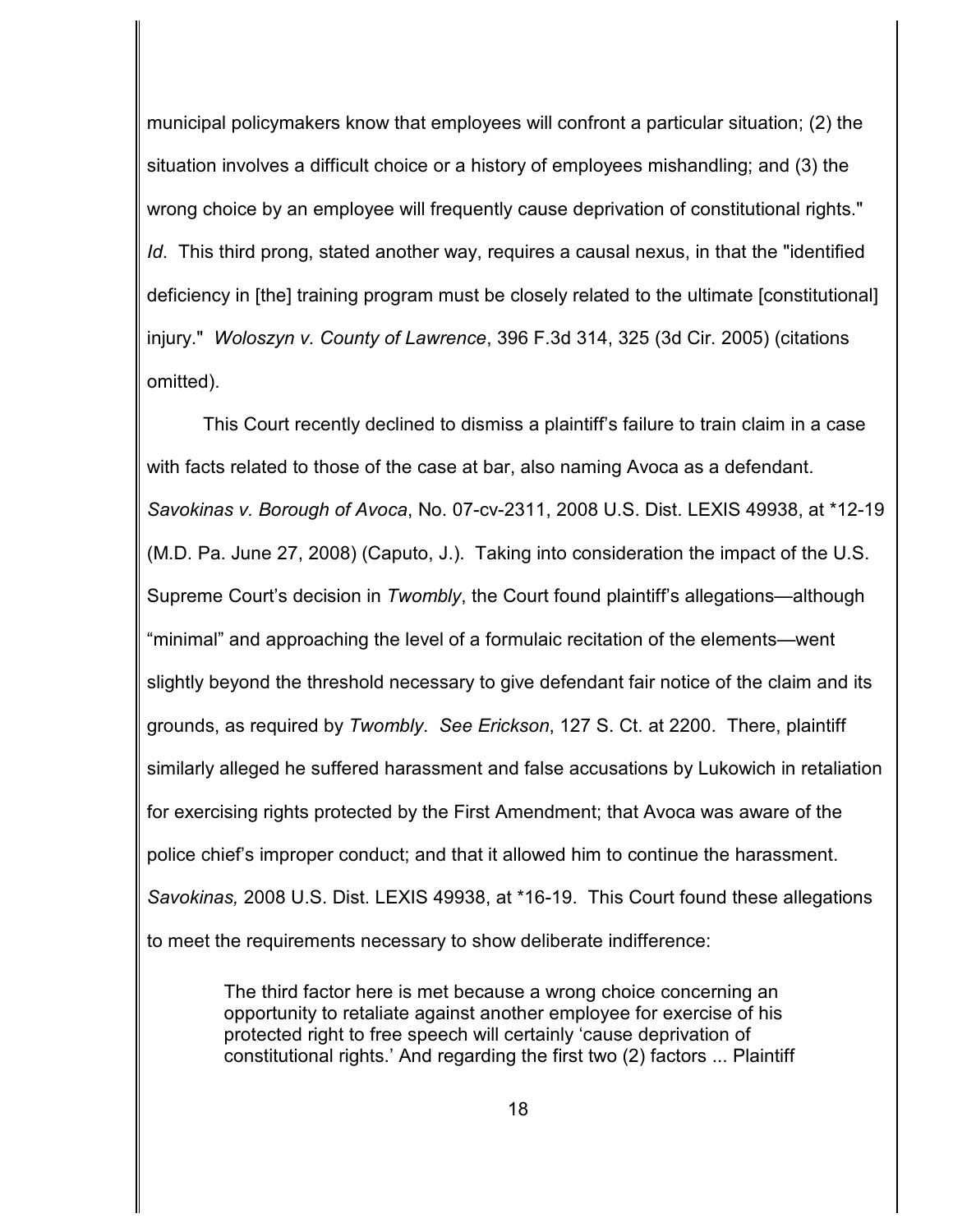municipal policymakers know that employees will confront a particular situation; (2) the situation involves a difficult choice or a history of employees mishandling; and (3) the wrong choice by an employee will frequently cause deprivation of constitutional rights." *Id*. This third prong, stated another way, requires a causal nexus, in that the "identified deficiency in [the] training program must be closely related to the ultimate [constitutional] injury." *Woloszyn v. County of Lawrence*, 396 F.3d 314, 325 (3d Cir. 2005) (citations omitted).

This Court recently declined to dismiss a plaintiff's failure to train claim in a case with facts related to those of the case at bar, also naming Avoca as a defendant. *Savokinas v. Borough of Avoca*, No. 07-cv-2311, 2008 U.S. Dist. LEXIS 49938, at *12-19 (M.D. Pa. June 27, 2008) (Caputo, J.). Taking into consideration the impact of the U.S. Supreme Court's decision in *Twombly*, the Court found plaintiff's allegations—although "minimal" and approaching the level of a formulaic recitation of the elements—went slightly beyond the threshold necessary to give defendant fair notice of the claim and its grounds, as required by *Twombly*. *See Erickson*, 127 S. Ct. at 2200. There, plaintiff similarly alleged he suffered harassment and false accusations by Lukowich in retaliation for exercising rights protected by the First Amendment; that Avoca was aware of the police chief's improper conduct; and that it allowed him to continue the harassment. *Savokinas,* 2008 U.S. Dist. LEXIS 49938, at *16-19. This Court found these allegations to meet the requirements necessary to show deliberate indifference:

> The third factor here is met because a wrong choice concerning an opportunity to retaliate against another employee for exercise of his protected right to free speech will certainly 'cause deprivation of constitutional rights.' And regarding the first two (2) factors ... Plaintiff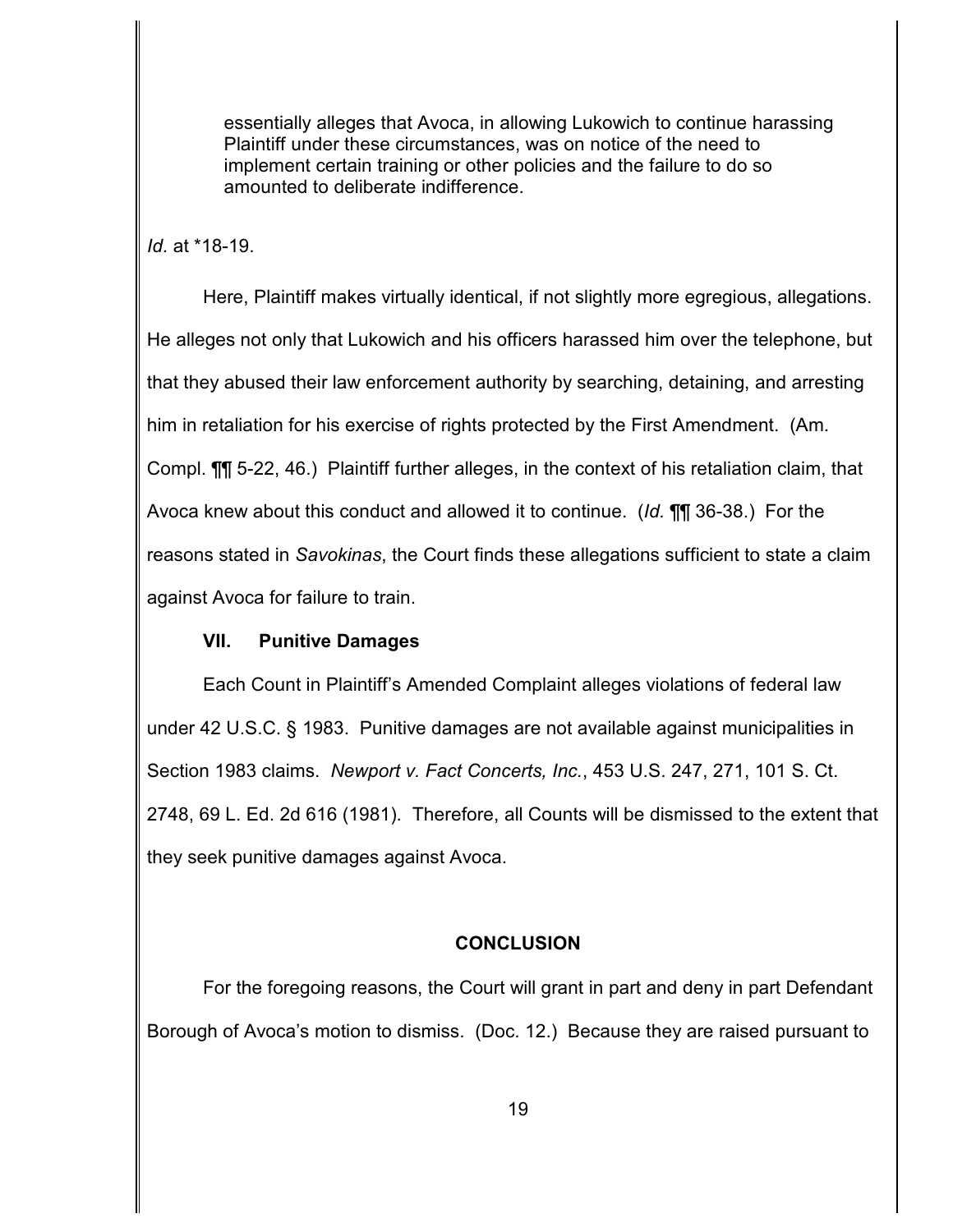> essentially alleges that Avoca, in allowing Lukowich to continue harassing Plaintiff under these circumstances, was on notice of the need to implement certain training or other policies and the failure to do so amounted to deliberate indifference.

*Id*. at *18-19.

Here, Plaintiff makes virtually identical, if not slightly more egregious, allegations. He alleges not only that Lukowich and his officers harassed him over the telephone, but that they abused their law enforcement authority by searching, detaining, and arresting him in retaliation for his exercise of rights protected by the First Amendment. (Am. Compl. ¶¶ 5-22, 46.) Plaintiff further alleges, in the context of his retaliation claim, that Avoca knew about this conduct and allowed it to continue. (*Id.* ¶¶ 36-38.) For the reasons stated in *Savokinas*, the Court finds these allegations sufficient to state a claim against Avoca for failure to train.

### VII. Punitive Damages

Each Count in Plaintiff's Amended Complaint alleges violations of federal law under 42 U.S.C. § 1983. Punitive damages are not available against municipalities in Section 1983 claims. *Newport v. Fact Concerts, Inc.*, 453 U.S. 247, 271, 101 S. Ct. 2748, 69 L. Ed. 2d 616 (1981). Therefore, all Counts will be dismissed to the extent that they seek punitive damages against Avoca.

## CONCLUSION

For the foregoing reasons, the Court will grant in part and deny in part Defendant Borough of Avoca's motion to dismiss. (Doc. 12.) Because they are raised pursuant to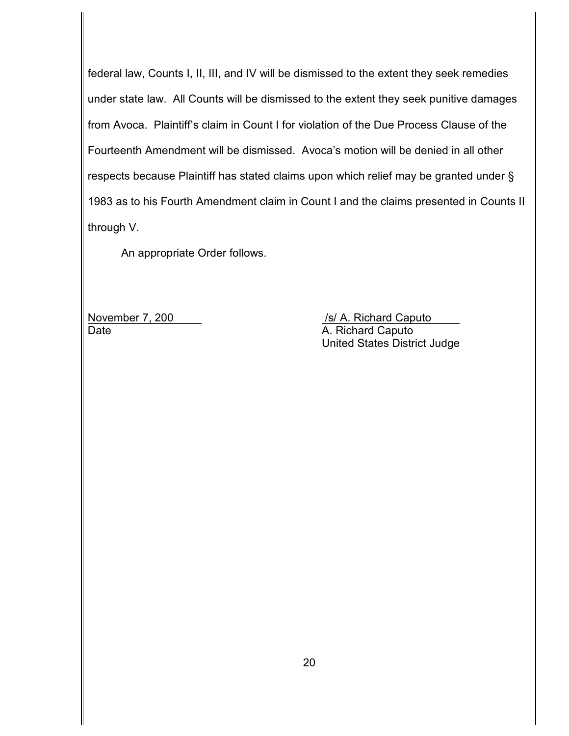federal law, Counts I, II, III, and IV will be dismissed to the extent they seek remedies under state law. All Counts will be dismissed to the extent they seek punitive damages from Avoca. Plaintiff's claim in Count I for violation of the Due Process Clause of the Fourteenth Amendment will be dismissed. Avoca's motion will be denied in all other respects because Plaintiff has stated claims upon which relief may be granted under § 1983 as to his Fourth Amendment claim in Count I and the claims presented in Counts II through V.

An appropriate Order follows.

November 7, 200
Date

/s/ A. Richard Caputo
A. Richard Caputo
United States District Judge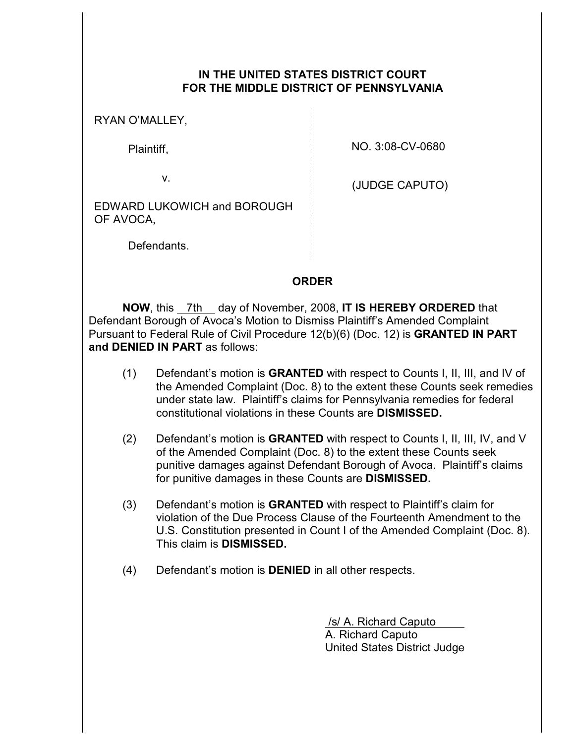**IN THE UNITED STATES DISTRICT COURT**
**FOR THE MIDDLE DISTRICT OF PENNSYLVANIA**

| | |
|---|---|
| RYAN O'MALLEY, | |
| Plaintiff, | NO. 3:08-CV-0680 |
| v. | (JUDGE CAPUTO) |
| EDWARD LUKOWICH and BOROUGH OF AVOCA, | |
| Defendants. | |

## ORDER

**NOW**, this 7th day of November, 2008, **IT IS HEREBY ORDERED** that Defendant Borough of Avoca's Motion to Dismiss Plaintiff's Amended Complaint Pursuant to Federal Rule of Civil Procedure 12(b)(6) (Doc. 12) is **GRANTED IN PART and DENIED IN PART** as follows:

(1) Defendant's motion is **GRANTED** with respect to Counts I, II, III, and IV of the Amended Complaint (Doc. 8) to the extent these Counts seek remedies under state law. Plaintiff's claims for Pennsylvania remedies for federal constitutional violations in these Counts are **DISMISSED.**

(2) Defendant's motion is **GRANTED** with respect to Counts I, II, III, IV, and V of the Amended Complaint (Doc. 8) to the extent these Counts seek punitive damages against Defendant Borough of Avoca. Plaintiff's claims for punitive damages in these Counts are **DISMISSED.**

(3) Defendant's motion is **GRANTED** with respect to Plaintiff's claim for violation of the Due Process Clause of the Fourteenth Amendment to the U.S. Constitution presented in Count I of the Amended Complaint (Doc. 8). This claim is **DISMISSED.**

(4) Defendant's motion is **DENIED** in all other respects.

/s/ A. Richard Caputo
A. Richard Caputo
United States District Judge